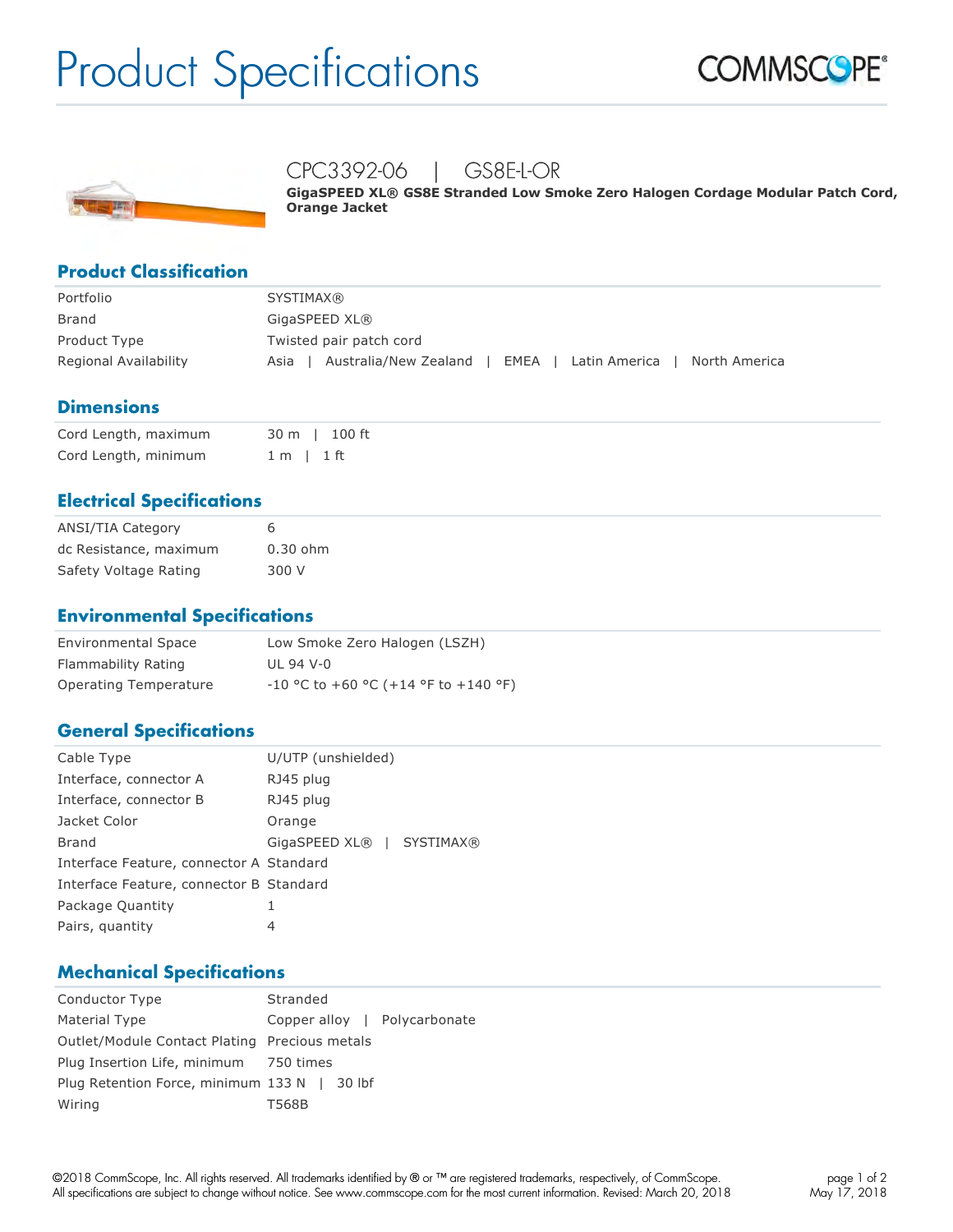# Product Specifications

COMMSCOPE®

## CPC3392-06 | GS8E-L-OR

**GigaSPEED XL® GS8E Stranded Low Smoke Zero Halogen Cordage Modular Patch Cord, Orange Jacket**

## Product Classification

| | |
|---|---|
| Portfolio | SYSTIMAX® |
| Brand | GigaSPEED XL® |
| Product Type | Twisted pair patch cord |
| Regional Availability | Asia \| Australia/New Zealand \| EMEA \| Latin America \| North America |

## Dimensions

| | |
|---|---|
| Cord Length, maximum | 30 m \| 100 ft |
| Cord Length, minimum | 1 m \| 1 ft |

## Electrical Specifications

| | |
|---|---|
| ANSI/TIA Category | 6 |
| dc Resistance, maximum | 0.30 ohm |
| Safety Voltage Rating | 300 V |

## Environmental Specifications

| | |
|---|---|
| Environmental Space | Low Smoke Zero Halogen (LSZH) |
| Flammability Rating | UL 94 V-0 |
| Operating Temperature | -10 °C to +60 °C (+14 °F to +140 °F) |

## General Specifications

| | |
|---|---|
| Cable Type | U/UTP (unshielded) |
| Interface, connector A | RJ45 plug |
| Interface, connector B | RJ45 plug |
| Jacket Color | Orange |
| Brand | GigaSPEED XL® \| SYSTIMAX® |
| Interface Feature, connector A | Standard |
| Interface Feature, connector B | Standard |
| Package Quantity | 1 |
| Pairs, quantity | 4 |

## Mechanical Specifications

| | |
|---|---|
| Conductor Type | Stranded |
| Material Type | Copper alloy \| Polycarbonate |
| Outlet/Module Contact Plating | Precious metals |
| Plug Insertion Life, minimum | 750 times |
| Plug Retention Force, minimum | 133 N \| 30 lbf |
| Wiring | T568B |

©2018 CommScope, Inc. All rights reserved. All trademarks identified by ® or ™ are registered trademarks, respectively, of CommScope. All specifications are subject to change without notice. See www.commscope.com for the most current information. Revised: March 20, 2018

May 17, 2018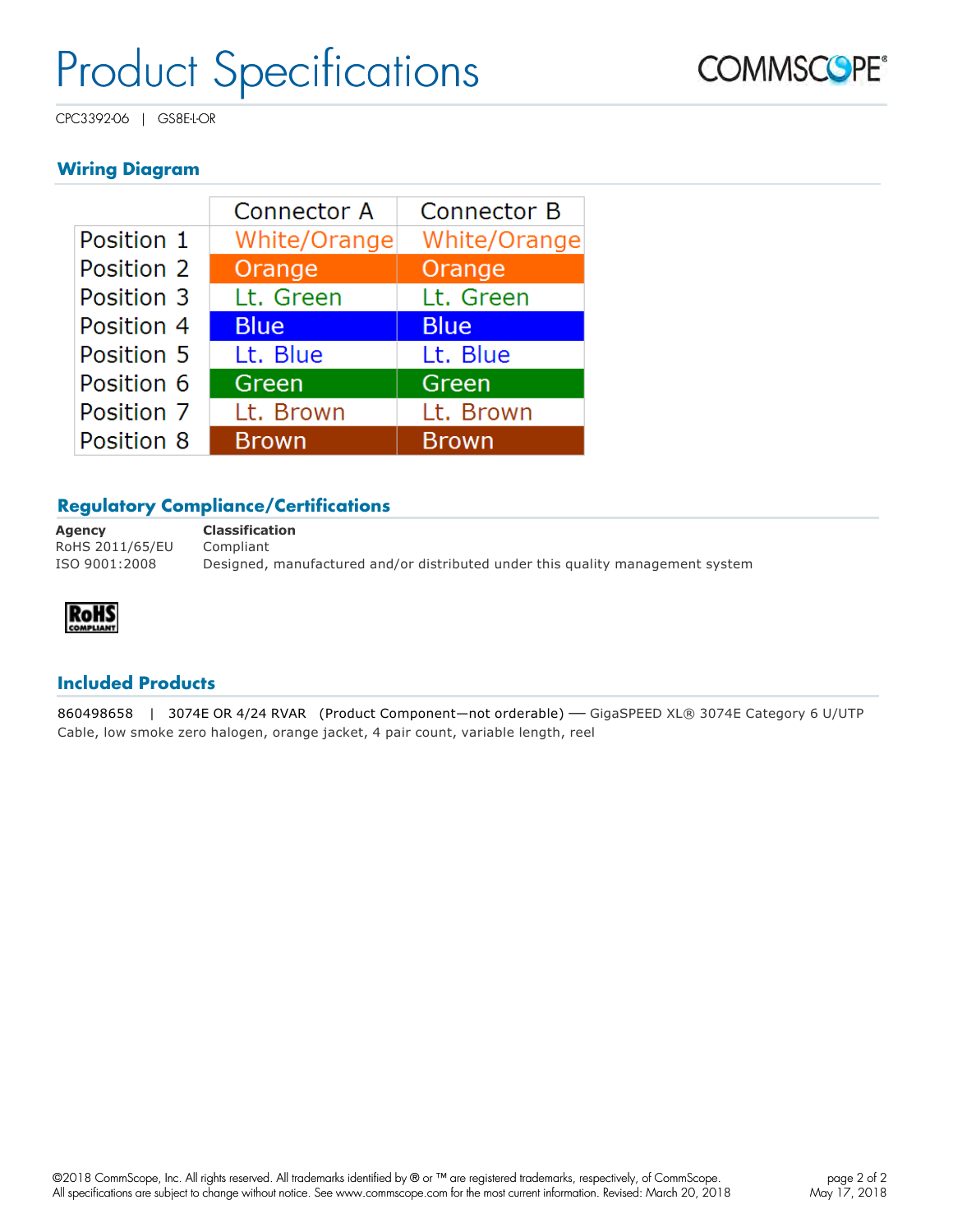# Product Specifications

CPC3392-06 | GS8E-L-OR

## Wiring Diagram

| | Connector A | Connector B |
|---|---|---|
| Position 1 | White/Orange | White/Orange |
| Position 2 | Orange | Orange |
| Position 3 | Lt. Green | Lt. Green |
| Position 4 | Blue | Blue |
| Position 5 | Lt. Blue | Lt. Blue |
| Position 6 | Green | Green |
| Position 7 | Lt. Brown | Lt. Brown |
| Position 8 | Brown | Brown |

## Regulatory Compliance/Certifications

| Agency | Classification |
|---|---|
| RoHS 2011/65/EU | Compliant |
| ISO 9001:2008 | Designed, manufactured and/or distributed under this quality management system |

RoHS COMPLIANT

## Included Products

860498658 | 3074E OR 4/24 RVAR (Product Component—not orderable) — GigaSPEED XL® 3074E Category 6 U/UTP Cable, low smoke zero halogen, orange jacket, 4 pair count, variable length, reel

©2018 CommScope, Inc. All rights reserved. All trademarks identified by ® or ™ are registered trademarks, respectively, of CommScope.
All specifications are subject to change without notice. See www.commscope.com for the most current information. Revised: March 20, 2018

May 17, 2018